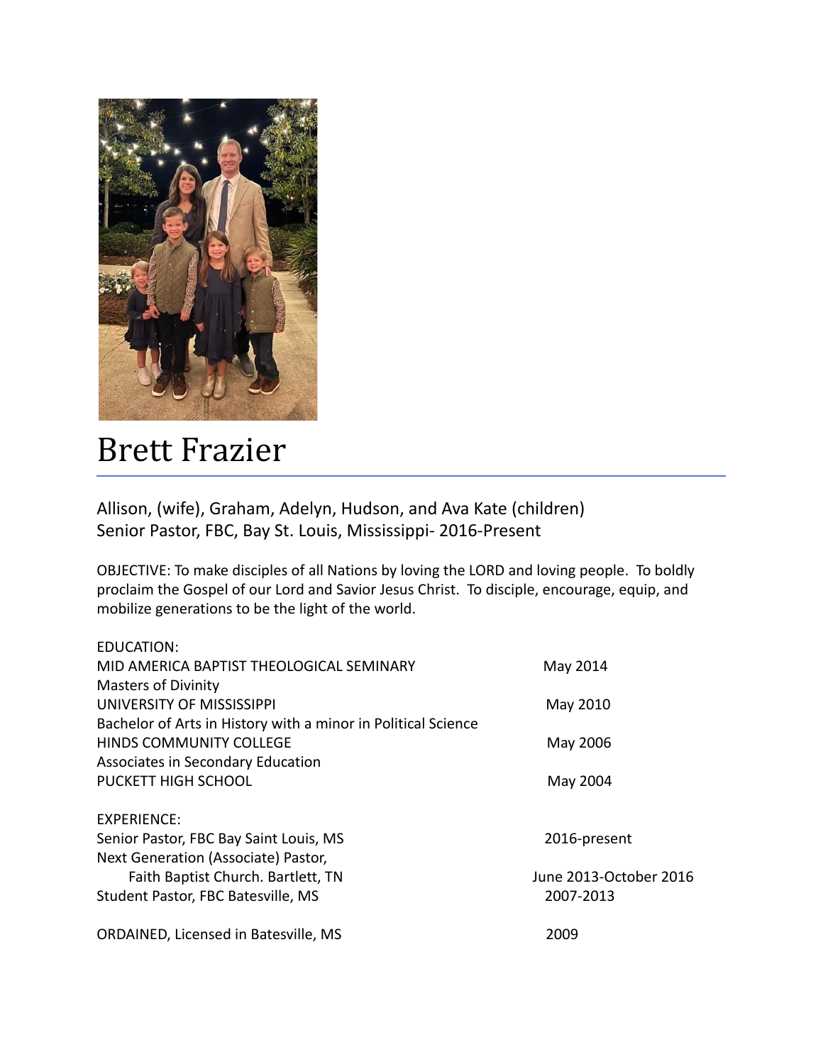# Brett Frazier

Allison, (wife), Graham, Adelyn, Hudson, and Ava Kate (children)
Senior Pastor, FBC, Bay St. Louis, Mississippi- 2016-Present

OBJECTIVE: To make disciples of all Nations by loving the LORD and loving people. To boldly proclaim the Gospel of our Lord and Savior Jesus Christ. To disciple, encourage, equip, and mobilize generations to be the light of the world.

EDUCATION:

| | |
|---|---|
| MID AMERICA BAPTIST THEOLOGICAL SEMINARY | May 2014 |
| Masters of Divinity | |
| UNIVERSITY OF MISSISSIPPI | May 2010 |
| Bachelor of Arts in History with a minor in Political Science | |
| HINDS COMMUNITY COLLEGE | May 2006 |
| Associates in Secondary Education | |
| PUCKETT HIGH SCHOOL | May 2004 |

EXPERIENCE:

| | |
|---|---|
| Senior Pastor, FBC Bay Saint Louis, MS | 2016-present |
| Next Generation (Associate) Pastor, Faith Baptist Church. Bartlett, TN | June 2013-October 2016 |
| Student Pastor, FBC Batesville, MS | 2007-2013 |

| | |
|---|---|
| ORDAINED, Licensed in Batesville, MS | 2009 |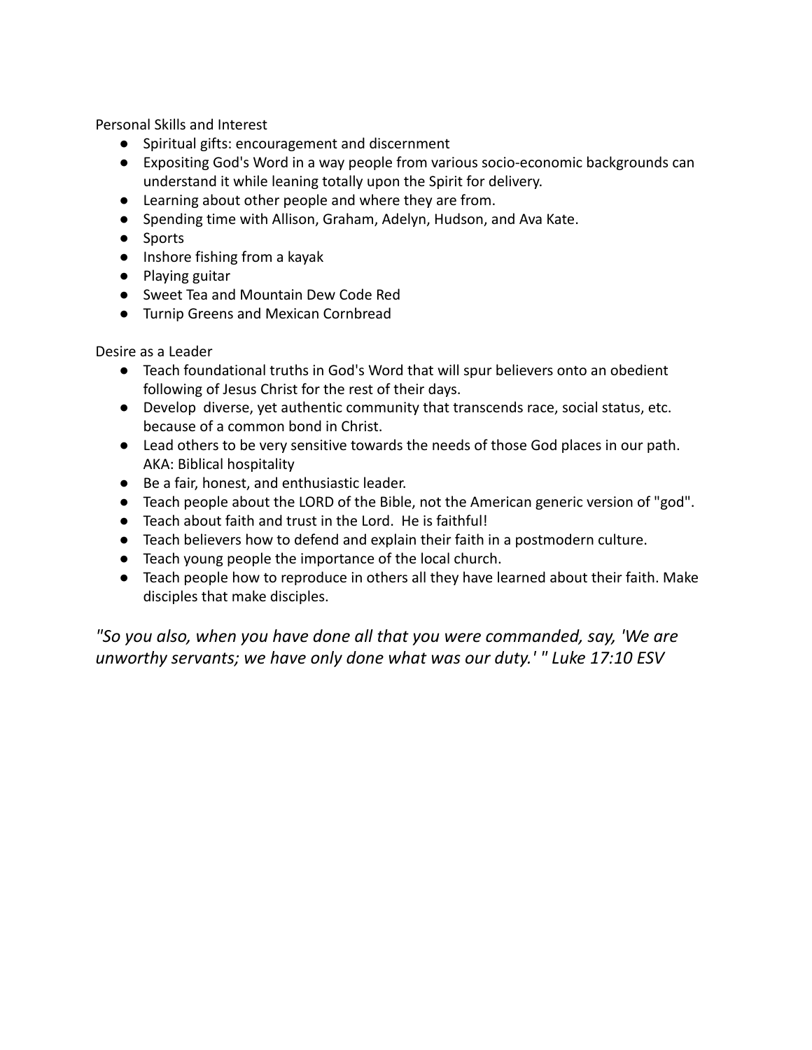Personal Skills and Interest

- Spiritual gifts: encouragement and discernment
- Expositing God's Word in a way people from various socio-economic backgrounds can understand it while leaning totally upon the Spirit for delivery.
- Learning about other people and where they are from.
- Spending time with Allison, Graham, Adelyn, Hudson, and Ava Kate.
- Sports
- Inshore fishing from a kayak
- Playing guitar
- Sweet Tea and Mountain Dew Code Red
- Turnip Greens and Mexican Cornbread

Desire as a Leader

- Teach foundational truths in God's Word that will spur believers onto an obedient following of Jesus Christ for the rest of their days.
- Develop  diverse, yet authentic community that transcends race, social status, etc. because of a common bond in Christ.
- Lead others to be very sensitive towards the needs of those God places in our path. AKA: Biblical hospitality
- Be a fair, honest, and enthusiastic leader.
- Teach people about the LORD of the Bible, not the American generic version of "god".
- Teach about faith and trust in the Lord.  He is faithful!
- Teach believers how to defend and explain their faith in a postmodern culture.
- Teach young people the importance of the local church.
- Teach people how to reproduce in others all they have learned about their faith. Make disciples that make disciples.

*"So you also, when you have done all that you were commanded, say, 'We are unworthy servants; we have only done what was our duty.' " Luke 17:10 ESV*